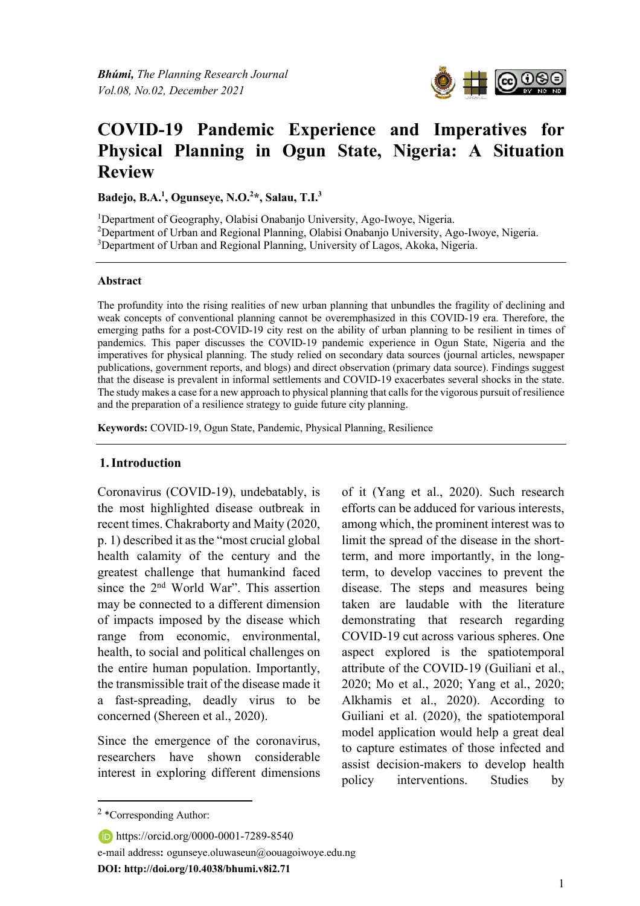# COVID-19 Pandemic Experience and Imperatives for Physical Planning in Ogun State, Nigeria: A Situation Review

**Badejo, B.A.[1], Ogunseye, N.O.[2]*, Salau, T.I.[3]**

[1]Department of Geography, Olabisi Onabanjo University, Ago-Iwoye, Nigeria.
[2]Department of Urban and Regional Planning, Olabisi Onabanjo University, Ago-Iwoye, Nigeria.
[3]Department of Urban and Regional Planning, University of Lagos, Akoka, Nigeria.

### Abstract

The profundity into the rising realities of new urban planning that unbundles the fragility of declining and weak concepts of conventional planning cannot be overemphasized in this COVID-19 era. Therefore, the emerging paths for a post-COVID-19 city rest on the ability of urban planning to be resilient in times of pandemics. This paper discusses the COVID-19 pandemic experience in Ogun State, Nigeria and the imperatives for physical planning. The study relied on secondary data sources (journal articles, newspaper publications, government reports, and blogs) and direct observation (primary data source). Findings suggest that the disease is prevalent in informal settlements and COVID-19 exacerbates several shocks in the state. The study makes a case for a new approach to physical planning that calls for the vigorous pursuit of resilience and the preparation of a resilience strategy to guide future city planning.

**Keywords:** COVID-19, Ogun State, Pandemic, Physical Planning, Resilience

## 1. Introduction

Coronavirus (COVID-19), undebatably, is the most highlighted disease outbreak in recent times. Chakraborty and Maity (2020, p. 1) described it as the "most crucial global health calamity of the century and the greatest challenge that humankind faced since the 2nd World War". This assertion may be connected to a different dimension of impacts imposed by the disease which range from economic, environmental, health, to social and political challenges on the entire human population. Importantly, the transmissible trait of the disease made it a fast-spreading, deadly virus to be concerned (Shereen et al., 2020).

Since the emergence of the coronavirus, researchers have shown considerable interest in exploring different dimensions of it (Yang et al., 2020). Such research efforts can be adduced for various interests, among which, the prominent interest was to limit the spread of the disease in the short-term, and more importantly, in the long-term, to develop vaccines to prevent the disease. The steps and measures being taken are laudable with the literature demonstrating that research regarding COVID-19 cut across various spheres. One aspect explored is the spatiotemporal attribute of the COVID-19 (Guiliani et al., 2020; Mo et al., 2020; Yang et al., 2020; Alkhamis et al., 2020). According to Guiliani et al. (2020), the spatiotemporal model application would help a great deal to capture estimates of those infected and assist decision-makers to develop health policy interventions. Studies by

---

[2] *Corresponding Author:

https://orcid.org/0000-0001-7289-8540

e-mail address: ogunseye.oluwaseun@oouagoiwoye.edu.ng

**DOI: http://doi.org/10.4038/bhumi.v8i2.71**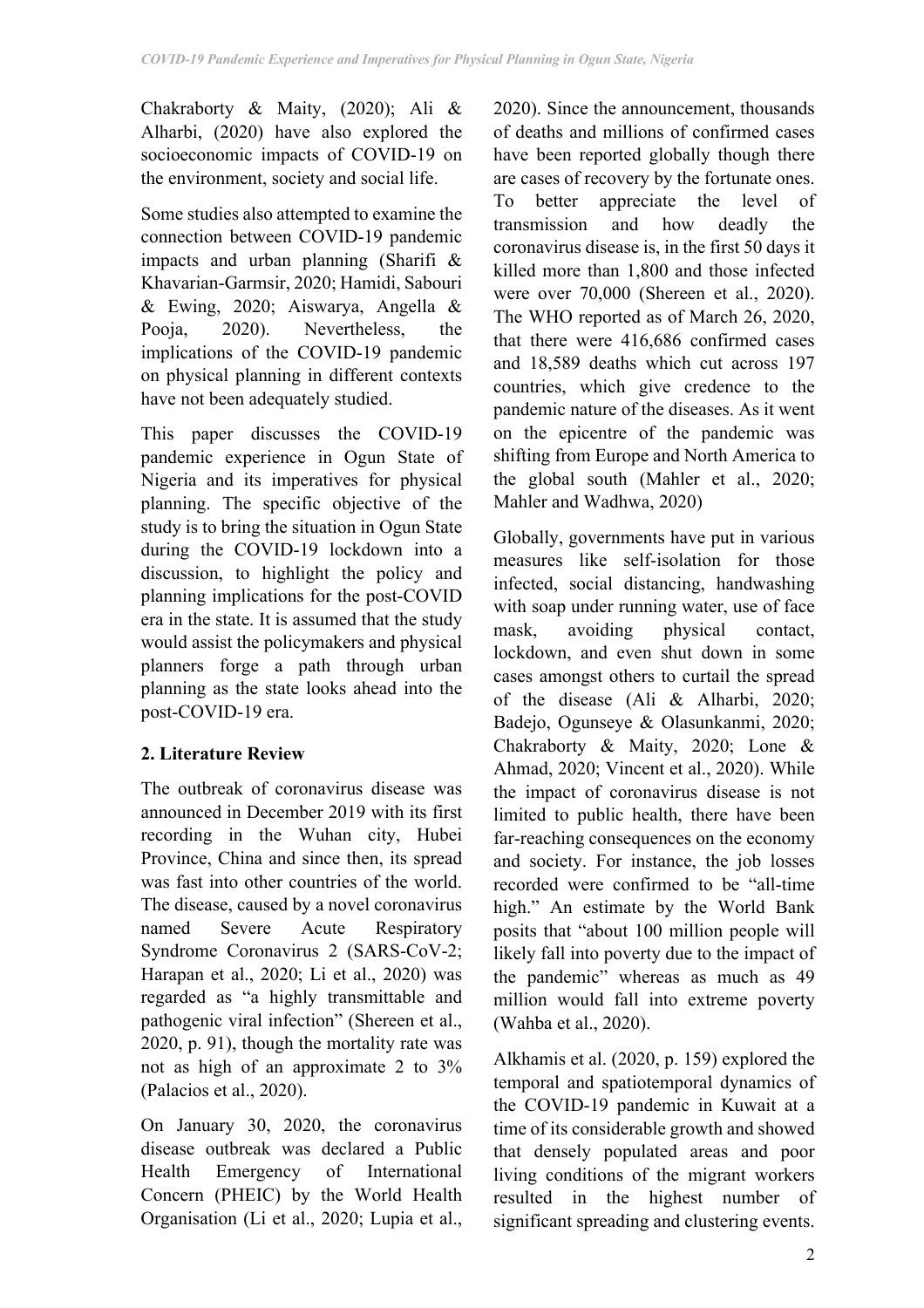Chakraborty & Maity, (2020); Ali & Alharbi, (2020) have also explored the socioeconomic impacts of COVID-19 on the environment, society and social life.

Some studies also attempted to examine the connection between COVID-19 pandemic impacts and urban planning (Sharifi & Khavarian-Garmsir, 2020; Hamidi, Sabouri & Ewing, 2020; Aiswarya, Angella & Pooja, 2020). Nevertheless, the implications of the COVID-19 pandemic on physical planning in different contexts have not been adequately studied.

This paper discusses the COVID-19 pandemic experience in Ogun State of Nigeria and its imperatives for physical planning. The specific objective of the study is to bring the situation in Ogun State during the COVID-19 lockdown into a discussion, to highlight the policy and planning implications for the post-COVID era in the state. It is assumed that the study would assist the policymakers and physical planners forge a path through urban planning as the state looks ahead into the post-COVID-19 era.

## 2. Literature Review

The outbreak of coronavirus disease was announced in December 2019 with its first recording in the Wuhan city, Hubei Province, China and since then, its spread was fast into other countries of the world. The disease, caused by a novel coronavirus named Severe Acute Respiratory Syndrome Coronavirus 2 (SARS-CoV-2; Harapan et al., 2020; Li et al., 2020) was regarded as "a highly transmittable and pathogenic viral infection" (Shereen et al., 2020, p. 91), though the mortality rate was not as high of an approximate 2 to 3% (Palacios et al., 2020).

On January 30, 2020, the coronavirus disease outbreak was declared a Public Health Emergency of International Concern (PHEIC) by the World Health Organisation (Li et al., 2020; Lupia et al., 2020). Since the announcement, thousands of deaths and millions of confirmed cases have been reported globally though there are cases of recovery by the fortunate ones. To better appreciate the level of transmission and how deadly the coronavirus disease is, in the first 50 days it killed more than 1,800 and those infected were over 70,000 (Shereen et al., 2020). The WHO reported as of March 26, 2020, that there were 416,686 confirmed cases and 18,589 deaths which cut across 197 countries, which give credence to the pandemic nature of the diseases. As it went on the epicentre of the pandemic was shifting from Europe and North America to the global south (Mahler et al., 2020; Mahler and Wadhwa, 2020)

Globally, governments have put in various measures like self-isolation for those infected, social distancing, handwashing with soap under running water, use of face mask, avoiding physical contact, lockdown, and even shut down in some cases amongst others to curtail the spread of the disease (Ali & Alharbi, 2020; Badejo, Ogunseye & Olasunkanmi, 2020; Chakraborty & Maity, 2020; Lone & Ahmad, 2020; Vincent et al., 2020). While the impact of coronavirus disease is not limited to public health, there have been far-reaching consequences on the economy and society. For instance, the job losses recorded were confirmed to be "all-time high." An estimate by the World Bank posits that "about 100 million people will likely fall into poverty due to the impact of the pandemic" whereas as much as 49 million would fall into extreme poverty (Wahba et al., 2020).

Alkhamis et al. (2020, p. 159) explored the temporal and spatiotemporal dynamics of the COVID-19 pandemic in Kuwait at a time of its considerable growth and showed that densely populated areas and poor living conditions of the migrant workers resulted in the highest number of significant spreading and clustering events.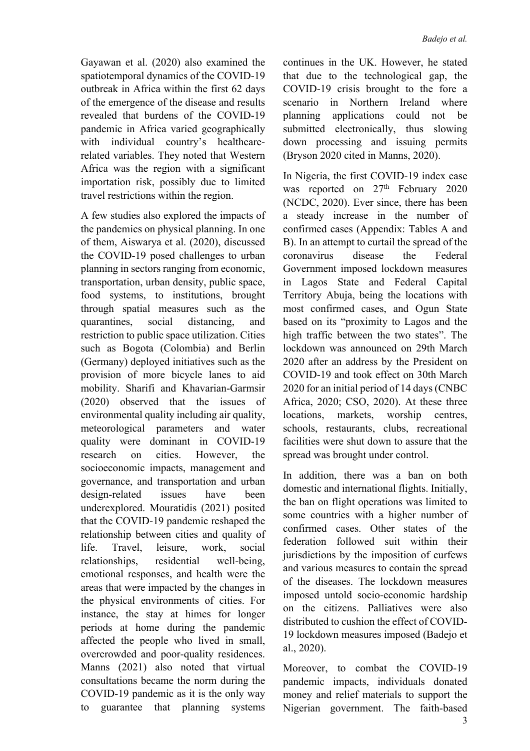Gayawan et al. (2020) also examined the spatiotemporal dynamics of the COVID-19 outbreak in Africa within the first 62 days of the emergence of the disease and results revealed that burdens of the COVID-19 pandemic in Africa varied geographically with individual country's healthcare-related variables. They noted that Western Africa was the region with a significant importation risk, possibly due to limited travel restrictions within the region.

A few studies also explored the impacts of the pandemics on physical planning. In one of them, Aiswarya et al. (2020), discussed the COVID-19 posed challenges to urban planning in sectors ranging from economic, transportation, urban density, public space, food systems, to institutions, brought through spatial measures such as the quarantines, social distancing, and restriction to public space utilization. Cities such as Bogota (Colombia) and Berlin (Germany) deployed initiatives such as the provision of more bicycle lanes to aid mobility. Sharifi and Khavarian-Garmsir (2020) observed that the issues of environmental quality including air quality, meteorological parameters and water quality were dominant in COVID-19 research on cities. However, the socioeconomic impacts, management and governance, and transportation and urban design-related issues have been underexplored. Mouratidis (2021) posited that the COVID-19 pandemic reshaped the relationship between cities and quality of life. Travel, leisure, work, social relationships, residential well-being, emotional responses, and health were the areas that were impacted by the changes in the physical environments of cities. For instance, the stay at himes for longer periods at home during the pandemic affected the people who lived in small, overcrowded and poor-quality residences. Manns (2021) also noted that virtual consultations became the norm during the COVID-19 pandemic as it is the only way to guarantee that planning systems continues in the UK. However, he stated that due to the technological gap, the COVID-19 crisis brought to the fore a scenario in Northern Ireland where planning applications could not be submitted electronically, thus slowing down processing and issuing permits (Bryson 2020 cited in Manns, 2020).

In Nigeria, the first COVID-19 index case was reported on 27th February 2020 (NCDC, 2020). Ever since, there has been a steady increase in the number of confirmed cases (Appendix: Tables A and B). In an attempt to curtail the spread of the coronavirus disease the Federal Government imposed lockdown measures in Lagos State and Federal Capital Territory Abuja, being the locations with most confirmed cases, and Ogun State based on its "proximity to Lagos and the high traffic between the two states". The lockdown was announced on 29th March 2020 after an address by the President on COVID-19 and took effect on 30th March 2020 for an initial period of 14 days (CNBC Africa, 2020; CSO, 2020). At these three locations, markets, worship centres, schools, restaurants, clubs, recreational facilities were shut down to assure that the spread was brought under control.

In addition, there was a ban on both domestic and international flights. Initially, the ban on flight operations was limited to some countries with a higher number of confirmed cases. Other states of the federation followed suit within their jurisdictions by the imposition of curfews and various measures to contain the spread of the diseases. The lockdown measures imposed untold socio-economic hardship on the citizens. Palliatives were also distributed to cushion the effect of COVID-19 lockdown measures imposed (Badejo et al., 2020).

Moreover, to combat the COVID-19 pandemic impacts, individuals donated money and relief materials to support the Nigerian government. The faith-based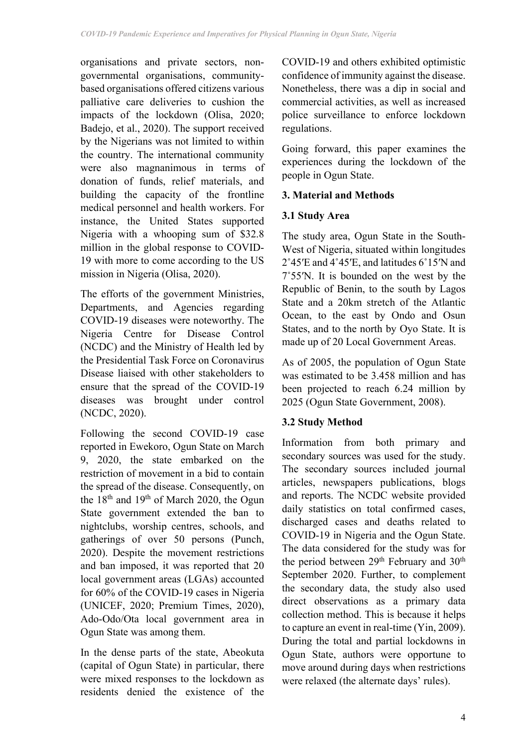organisations and private sectors, non-governmental organisations, community-based organisations offered citizens various palliative care deliveries to cushion the impacts of the lockdown (Olisa, 2020; Badejo, et al., 2020). The support received by the Nigerians was not limited to within the country. The international community were also magnanimous in terms of donation of funds, relief materials, and building the capacity of the frontline medical personnel and health workers. For instance, the United States supported Nigeria with a whooping sum of $32.8 million in the global response to COVID-19 with more to come according to the US mission in Nigeria (Olisa, 2020).

The efforts of the government Ministries, Departments, and Agencies regarding COVID-19 diseases were noteworthy. The Nigeria Centre for Disease Control (NCDC) and the Ministry of Health led by the Presidential Task Force on Coronavirus Disease liaised with other stakeholders to ensure that the spread of the COVID-19 diseases was brought under control (NCDC, 2020).

Following the second COVID-19 case reported in Ewekoro, Ogun State on March 9, 2020, the state embarked on the restriction of movement in a bid to contain the spread of the disease. Consequently, on the 18th and 19th of March 2020, the Ogun State government extended the ban to nightclubs, worship centres, schools, and gatherings of over 50 persons (Punch, 2020). Despite the movement restrictions and ban imposed, it was reported that 20 local government areas (LGAs) accounted for 60% of the COVID-19 cases in Nigeria (UNICEF, 2020; Premium Times, 2020), Ado-Odo/Ota local government area in Ogun State was among them.

In the dense parts of the state, Abeokuta (capital of Ogun State) in particular, there were mixed responses to the lockdown as residents denied the existence of the COVID-19 and others exhibited optimistic confidence of immunity against the disease. Nonetheless, there was a dip in social and commercial activities, as well as increased police surveillance to enforce lockdown regulations.

Going forward, this paper examines the experiences during the lockdown of the people in Ogun State.

## 3. Material and Methods

### 3.1 Study Area

The study area, Ogun State in the South-West of Nigeria, situated within longitudes 2˚45′E and 4˚45′E, and latitudes 6˚15′N and 7˚55′N. It is bounded on the west by the Republic of Benin, to the south by Lagos State and a 20km stretch of the Atlantic Ocean, to the east by Ondo and Osun States, and to the north by Oyo State. It is made up of 20 Local Government Areas.

As of 2005, the population of Ogun State was estimated to be 3.458 million and has been projected to reach 6.24 million by 2025 (Ogun State Government, 2008).

### 3.2 Study Method

Information from both primary and secondary sources was used for the study. The secondary sources included journal articles, newspapers publications, blogs and reports. The NCDC website provided daily statistics on total confirmed cases, discharged cases and deaths related to COVID-19 in Nigeria and the Ogun State. The data considered for the study was for the period between 29th February and 30th September 2020. Further, to complement the secondary data, the study also used direct observations as a primary data collection method. This is because it helps to capture an event in real-time (Yin, 2009). During the total and partial lockdowns in Ogun State, authors were opportune to move around during days when restrictions were relaxed (the alternate days' rules).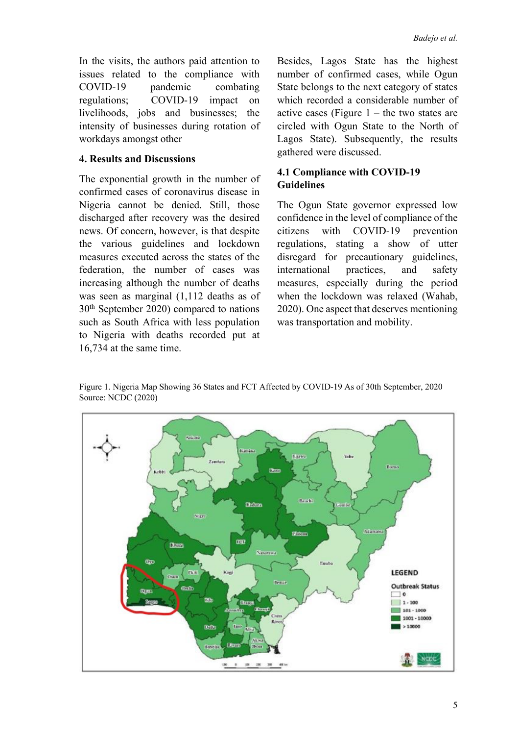In the visits, the authors paid attention to issues related to the compliance with COVID-19 pandemic combating regulations; COVID-19 impact on livelihoods, jobs and businesses; the intensity of businesses during rotation of workdays amongst other

## 4. Results and Discussions

The exponential growth in the number of confirmed cases of coronavirus disease in Nigeria cannot be denied. Still, those discharged after recovery was the desired news. Of concern, however, is that despite the various guidelines and lockdown measures executed across the states of the federation, the number of cases was increasing although the number of deaths was seen as marginal (1,112 deaths as of 30th September 2020) compared to nations such as South Africa with less population to Nigeria with deaths recorded put at 16,734 at the same time.

Besides, Lagos State has the highest number of confirmed cases, while Ogun State belongs to the next category of states which recorded a considerable number of active cases (Figure 1 – the two states are circled with Ogun State to the North of Lagos State). Subsequently, the results gathered were discussed.

### 4.1 Compliance with COVID-19 Guidelines

The Ogun State governor expressed low confidence in the level of compliance of the citizens with COVID-19 prevention regulations, stating a show of utter disregard for precautionary guidelines, international practices, and safety measures, especially during the period when the lockdown was relaxed (Wahab, 2020). One aspect that deserves mentioning was transportation and mobility.

Figure 1. Nigeria Map Showing 36 States and FCT Affected by COVID-19 As of 30th September, 2020
Source: NCDC (2020)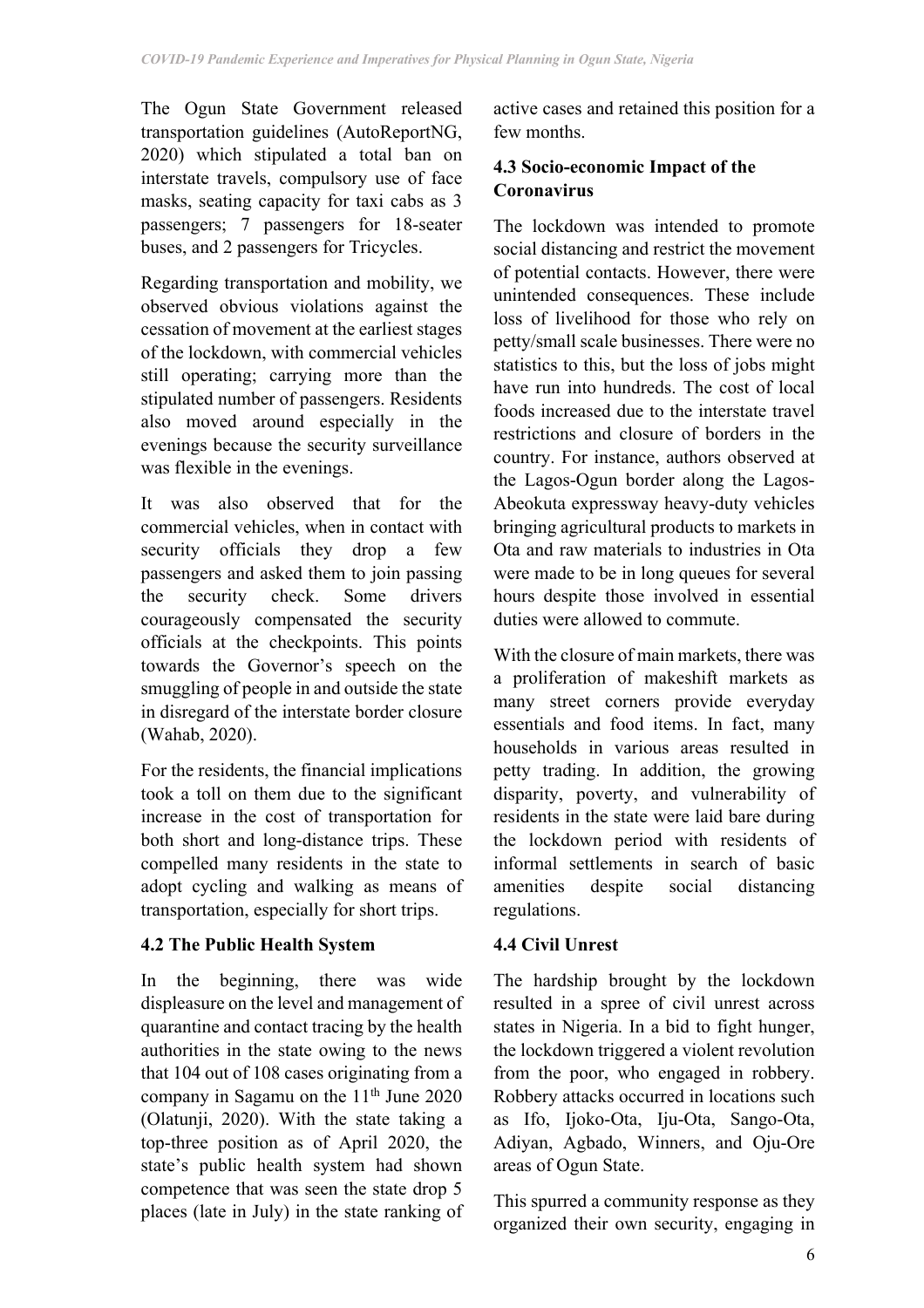The Ogun State Government released transportation guidelines (AutoReportNG, 2020) which stipulated a total ban on interstate travels, compulsory use of face masks, seating capacity for taxi cabs as 3 passengers; 7 passengers for 18-seater buses, and 2 passengers for Tricycles.

Regarding transportation and mobility, we observed obvious violations against the cessation of movement at the earliest stages of the lockdown, with commercial vehicles still operating; carrying more than the stipulated number of passengers. Residents also moved around especially in the evenings because the security surveillance was flexible in the evenings.

It was also observed that for the commercial vehicles, when in contact with security officials they drop a few passengers and asked them to join passing the security check. Some drivers courageously compensated the security officials at the checkpoints. This points towards the Governor's speech on the smuggling of people in and outside the state in disregard of the interstate border closure (Wahab, 2020).

For the residents, the financial implications took a toll on them due to the significant increase in the cost of transportation for both short and long-distance trips. These compelled many residents in the state to adopt cycling and walking as means of transportation, especially for short trips.

### 4.2 The Public Health System

In the beginning, there was wide displeasure on the level and management of quarantine and contact tracing by the health authorities in the state owing to the news that 104 out of 108 cases originating from a company in Sagamu on the 11th June 2020 (Olatunji, 2020). With the state taking a top-three position as of April 2020, the state's public health system had shown competence that was seen the state drop 5 places (late in July) in the state ranking of active cases and retained this position for a few months.

### 4.3 Socio-economic Impact of the Coronavirus

The lockdown was intended to promote social distancing and restrict the movement of potential contacts. However, there were unintended consequences. These include loss of livelihood for those who rely on petty/small scale businesses. There were no statistics to this, but the loss of jobs might have run into hundreds. The cost of local foods increased due to the interstate travel restrictions and closure of borders in the country. For instance, authors observed at the Lagos-Ogun border along the Lagos-Abeokuta expressway heavy-duty vehicles bringing agricultural products to markets in Ota and raw materials to industries in Ota were made to be in long queues for several hours despite those involved in essential duties were allowed to commute.

With the closure of main markets, there was a proliferation of makeshift markets as many street corners provide everyday essentials and food items. In fact, many households in various areas resulted in petty trading. In addition, the growing disparity, poverty, and vulnerability of residents in the state were laid bare during the lockdown period with residents of informal settlements in search of basic amenities despite social distancing regulations.

### 4.4 Civil Unrest

The hardship brought by the lockdown resulted in a spree of civil unrest across states in Nigeria. In a bid to fight hunger, the lockdown triggered a violent revolution from the poor, who engaged in robbery. Robbery attacks occurred in locations such as Ifo, Ijoko-Ota, Iju-Ota, Sango-Ota, Adiyan, Agbado, Winners, and Oju-Ore areas of Ogun State.

This spurred a community response as they organized their own security, engaging in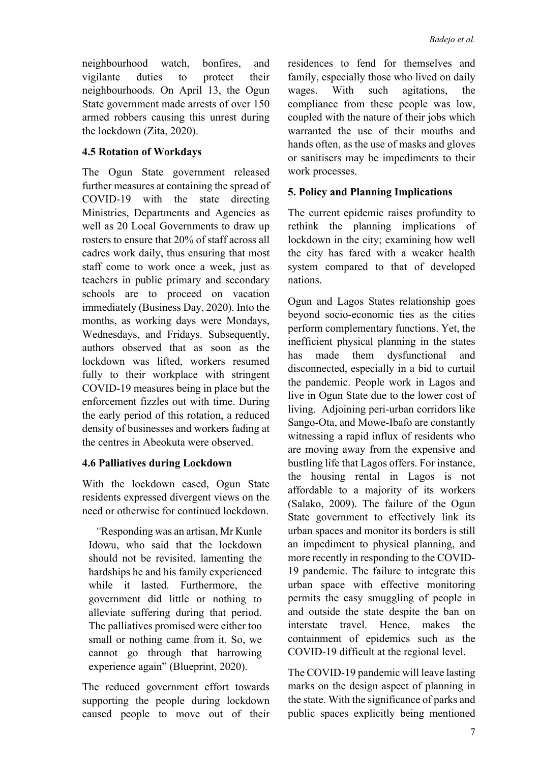neighbourhood watch, bonfires, and vigilante duties to protect their neighbourhoods. On April 13, the Ogun State government made arrests of over 150 armed robbers causing this unrest during the lockdown (Zita, 2020).

### 4.5 Rotation of Workdays

The Ogun State government released further measures at containing the spread of COVID-19 with the state directing Ministries, Departments and Agencies as well as 20 Local Governments to draw up rosters to ensure that 20% of staff across all cadres work daily, thus ensuring that most staff come to work once a week, just as teachers in public primary and secondary schools are to proceed on vacation immediately (Business Day, 2020). Into the months, as working days were Mondays, Wednesdays, and Fridays. Subsequently, authors observed that as soon as the lockdown was lifted, workers resumed fully to their workplace with stringent COVID-19 measures being in place but the enforcement fizzles out with time. During the early period of this rotation, a reduced density of businesses and workers fading at the centres in Abeokuta were observed.

### 4.6 Palliatives during Lockdown

With the lockdown eased, Ogun State residents expressed divergent views on the need or otherwise for continued lockdown.

> "Responding was an artisan, Mr Kunle Idowu, who said that the lockdown should not be revisited, lamenting the hardships he and his family experienced while it lasted. Furthermore, the government did little or nothing to alleviate suffering during that period. The palliatives promised were either too small or nothing came from it. So, we cannot go through that harrowing experience again" (Blueprint, 2020).

The reduced government effort towards supporting the people during lockdown caused people to move out of their residences to fend for themselves and family, especially those who lived on daily wages. With such agitations, the compliance from these people was low, coupled with the nature of their jobs which warranted the use of their mouths and hands often, as the use of masks and gloves or sanitisers may be impediments to their work processes.

## 5. Policy and Planning Implications

The current epidemic raises profundity to rethink the planning implications of lockdown in the city; examining how well the city has fared with a weaker health system compared to that of developed nations.

Ogun and Lagos States relationship goes beyond socio-economic ties as the cities perform complementary functions. Yet, the inefficient physical planning in the states has made them dysfunctional and disconnected, especially in a bid to curtail the pandemic. People work in Lagos and live in Ogun State due to the lower cost of living. Adjoining peri-urban corridors like Sango-Ota, and Mowe-Ibafo are constantly witnessing a rapid influx of residents who are moving away from the expensive and bustling life that Lagos offers. For instance, the housing rental in Lagos is not affordable to a majority of its workers (Salako, 2009). The failure of the Ogun State government to effectively link its urban spaces and monitor its borders is still an impediment to physical planning, and more recently in responding to the COVID-19 pandemic. The failure to integrate this urban space with effective monitoring permits the easy smuggling of people in and outside the state despite the ban on interstate travel. Hence, makes the containment of epidemics such as the COVID-19 difficult at the regional level.

The COVID-19 pandemic will leave lasting marks on the design aspect of planning in the state. With the significance of parks and public spaces explicitly being mentioned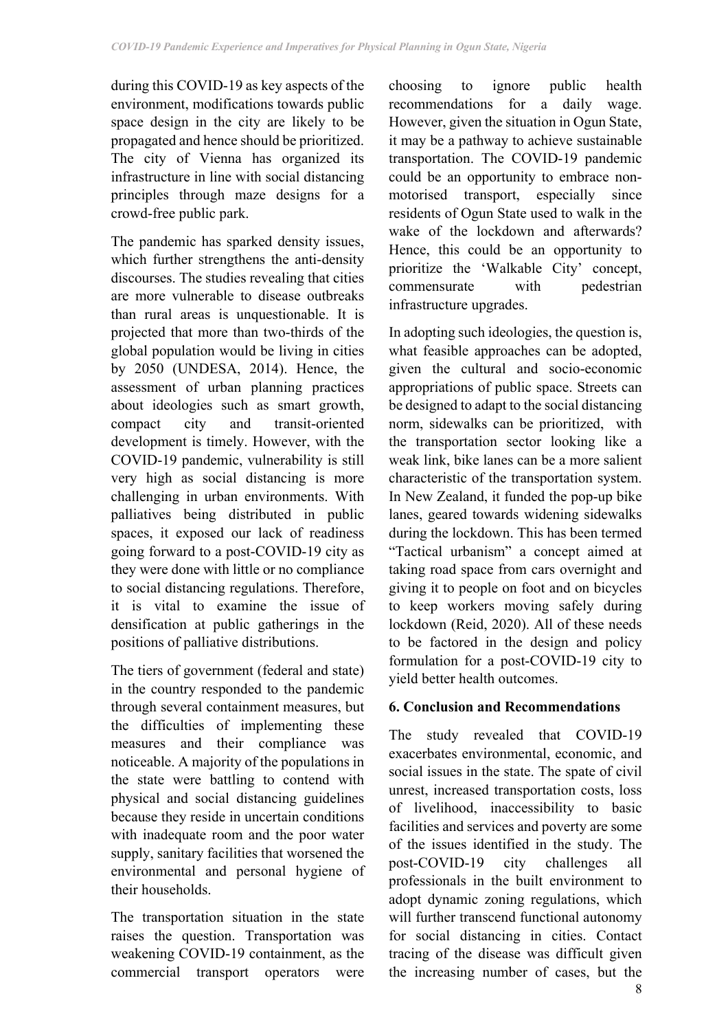during this COVID-19 as key aspects of the environment, modifications towards public space design in the city are likely to be propagated and hence should be prioritized. The city of Vienna has organized its infrastructure in line with social distancing principles through maze designs for a crowd-free public park.

The pandemic has sparked density issues, which further strengthens the anti-density discourses. The studies revealing that cities are more vulnerable to disease outbreaks than rural areas is unquestionable. It is projected that more than two-thirds of the global population would be living in cities by 2050 (UNDESA, 2014). Hence, the assessment of urban planning practices about ideologies such as smart growth, compact city and transit-oriented development is timely. However, with the COVID-19 pandemic, vulnerability is still very high as social distancing is more challenging in urban environments. With palliatives being distributed in public spaces, it exposed our lack of readiness going forward to a post-COVID-19 city as they were done with little or no compliance to social distancing regulations. Therefore, it is vital to examine the issue of densification at public gatherings in the positions of palliative distributions.

The tiers of government (federal and state) in the country responded to the pandemic through several containment measures, but the difficulties of implementing these measures and their compliance was noticeable. A majority of the populations in the state were battling to contend with physical and social distancing guidelines because they reside in uncertain conditions with inadequate room and the poor water supply, sanitary facilities that worsened the environmental and personal hygiene of their households.

The transportation situation in the state raises the question. Transportation was weakening COVID-19 containment, as the commercial transport operators were choosing to ignore public health recommendations for a daily wage. However, given the situation in Ogun State, it may be a pathway to achieve sustainable transportation. The COVID-19 pandemic could be an opportunity to embrace non-motorised transport, especially since residents of Ogun State used to walk in the wake of the lockdown and afterwards? Hence, this could be an opportunity to prioritize the 'Walkable City' concept, commensurate with pedestrian infrastructure upgrades.

In adopting such ideologies, the question is, what feasible approaches can be adopted, given the cultural and socio-economic appropriations of public space. Streets can be designed to adapt to the social distancing norm, sidewalks can be prioritized, with the transportation sector looking like a weak link, bike lanes can be a more salient characteristic of the transportation system. In New Zealand, it funded the pop-up bike lanes, geared towards widening sidewalks during the lockdown. This has been termed "Tactical urbanism" a concept aimed at taking road space from cars overnight and giving it to people on foot and on bicycles to keep workers moving safely during lockdown (Reid, 2020). All of these needs to be factored in the design and policy formulation for a post-COVID-19 city to yield better health outcomes.

## 6. Conclusion and Recommendations

The study revealed that COVID-19 exacerbates environmental, economic, and social issues in the state. The spate of civil unrest, increased transportation costs, loss of livelihood, inaccessibility to basic facilities and services and poverty are some of the issues identified in the study. The post-COVID-19 city challenges all professionals in the built environment to adopt dynamic zoning regulations, which will further transcend functional autonomy for social distancing in cities. Contact tracing of the disease was difficult given the increasing number of cases, but the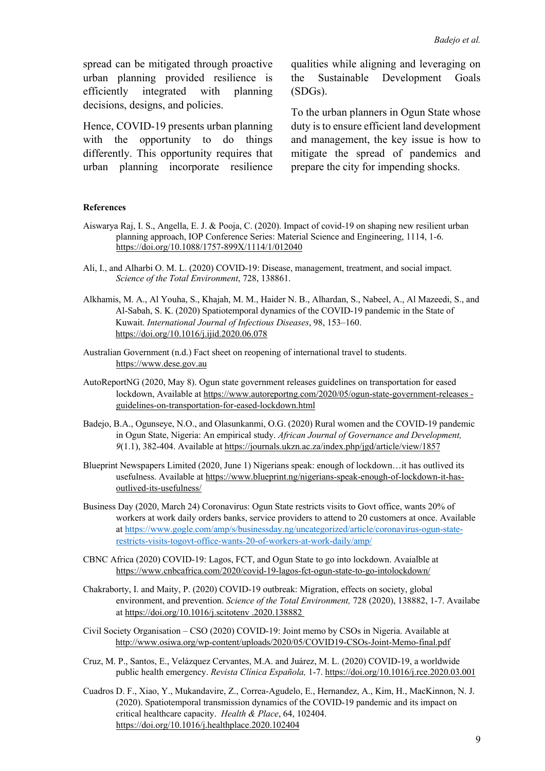spread can be mitigated through proactive urban planning provided resilience is efficiently integrated with planning decisions, designs, and policies.

Hence, COVID-19 presents urban planning with the opportunity to do things differently. This opportunity requires that urban planning incorporate resilience qualities while aligning and leveraging on the Sustainable Development Goals (SDGs).

To the urban planners in Ogun State whose duty is to ensure efficient land development and management, the key issue is how to mitigate the spread of pandemics and prepare the city for impending shocks.

**References**

Aiswarya Raj, I. S., Angella, E. J. & Pooja, C. (2020). Impact of covid-19 on shaping new resilient urban planning approach, IOP Conference Series: Material Science and Engineering, 1114, 1-6. https://doi.org/10.1088/1757-899X/1114/1/012040

Ali, I., and Alharbi O. M. L. (2020) COVID-19: Disease, management, treatment, and social impact. *Science of the Total Environment*, 728, 138861.

Alkhamis, M. A., Al Youha, S., Khajah, M. M., Haider N. B., Alhardan, S., Nabeel, A., Al Mazeedi, S., and Al-Sabah, S. K. (2020) Spatiotemporal dynamics of the COVID-19 pandemic in the State of Kuwait. *International Journal of Infectious Diseases*, 98, 153–160. https://doi.org/10.1016/j.ijid.2020.06.078

Australian Government (n.d.) Fact sheet on reopening of international travel to students. https://www.dese.gov.au

AutoReportNG (2020, May 8). Ogun state government releases guidelines on transportation for eased lockdown, Available at https://www.autoreportng.com/2020/05/ogun-state-government-releases -guidelines-on-transportation-for-eased-lockdown.html

Badejo, B.A., Ogunseye, N.O., and Olasunkanmi, O.G. (2020) Rural women and the COVID-19 pandemic in Ogun State, Nigeria: An empirical study. *African Journal of Governance and Development, 9*(1.1), 382-404. Available at https://journals.ukzn.ac.za/index.php/jgd/article/view/1857

Blueprint Newspapers Limited (2020, June 1) Nigerians speak: enough of lockdown…it has outlived its usefulness. Available at https://www.blueprint.ng/nigerians-speak-enough-of-lockdown-it-has-outlived-its-usefulness/

Business Day (2020, March 24) Coronavirus: Ogun State restricts visits to Govt office, wants 20% of workers at work daily orders banks, service providers to attend to 20 customers at once. Available at https://www.gogle.com/amp/s/businessday.ng/uncategorized/article/coronavirus-ogun-state-restricts-visits-togovt-office-wants-20-of-workers-at-work-daily/amp/

CBNC Africa (2020) COVID-19: Lagos, FCT, and Ogun State to go into lockdown. Avaialble at https://www.cnbcafrica.com/2020/covid-19-lagos-fct-ogun-state-to-go-intolockdown/

Chakraborty, I. and Maity, P. (2020) COVID-19 outbreak: Migration, effects on society, global environment, and prevention. *Science of the Total Environment,* 728 (2020), 138882, 1-7. Availabe at https://doi.org/10.1016/j.scitotenv .2020.138882

Civil Society Organisation – CSO (2020) COVID-19: Joint memo by CSOs in Nigeria. Available at http://www.osiwa.org/wp-content/uploads/2020/05/COVID19-CSOs-Joint-Memo-final.pdf

Cruz, M. P., Santos, E., Velázquez Cervantes, M.A. and Juárez, M. L. (2020) COVID-19, a worldwide public health emergency. *Revista Clínica Española,* 1-7. https://doi.org/10.1016/j.rce.2020.03.001

Cuadros D. F., Xiao, Y., Mukandavire, Z., Correa-Agudelo, E., Hernandez, A., Kim, H., MacKinnon, N. J. (2020). Spatiotemporal transmission dynamics of the COVID-19 pandemic and its impact on critical healthcare capacity. *Health & Place*, 64, 102404. https://doi.org/10.1016/j.healthplace.2020.102404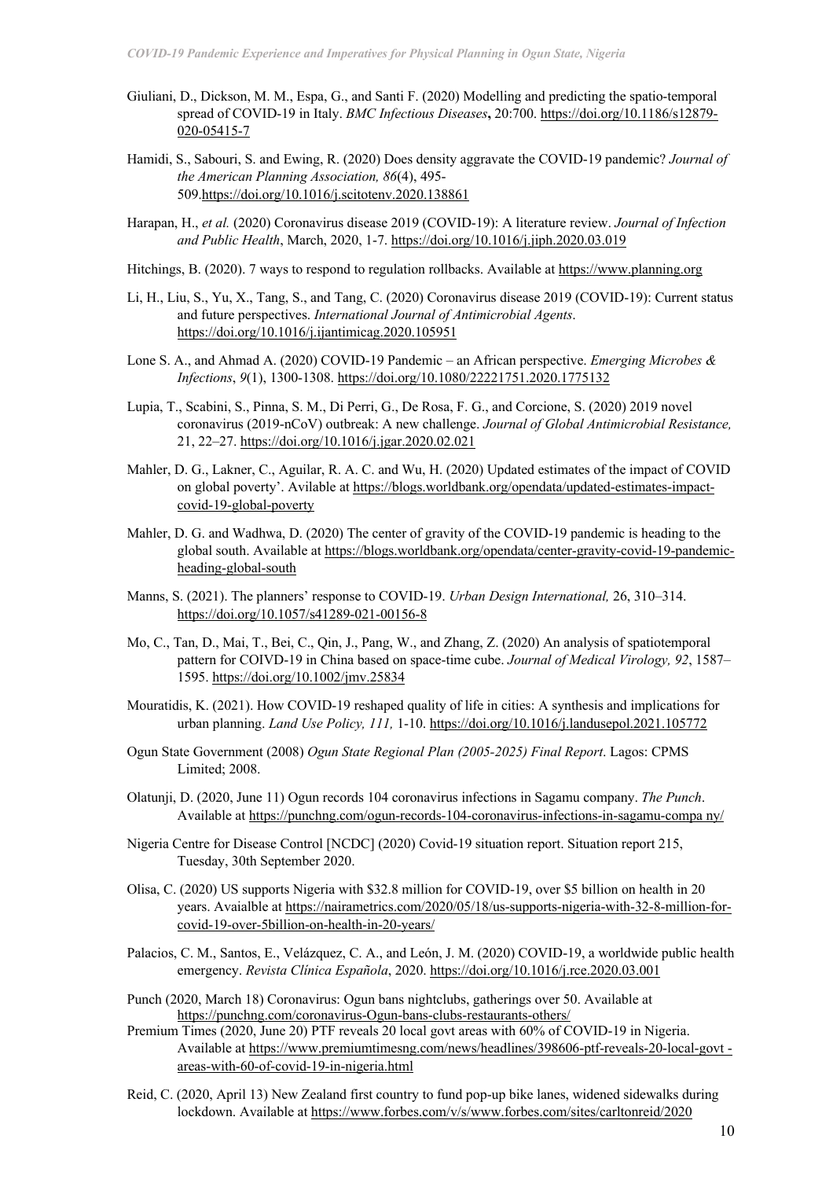Giuliani, D., Dickson, M. M., Espa, G., and Santi F. (2020) Modelling and predicting the spatio-temporal spread of COVID-19 in Italy. *BMC Infectious Diseases*, 20:700. https://doi.org/10.1186/s12879-020-05415-7

Hamidi, S., Sabouri, S. and Ewing, R. (2020) Does density aggravate the COVID-19 pandemic? *Journal of the American Planning Association, 86*(4), 495-509.https://doi.org/10.1016/j.scitotenv.2020.138861

Harapan, H., *et al.* (2020) Coronavirus disease 2019 (COVID-19): A literature review. *Journal of Infection and Public Health*, March, 2020, 1-7. https://doi.org/10.1016/j.jiph.2020.03.019

Hitchings, B. (2020). 7 ways to respond to regulation rollbacks. Available at https://www.planning.org

Li, H., Liu, S., Yu, X., Tang, S., and Tang, C. (2020) Coronavirus disease 2019 (COVID-19): Current status and future perspectives. *International Journal of Antimicrobial Agents*. https://doi.org/10.1016/j.ijantimicag.2020.105951

Lone S. A., and Ahmad A. (2020) COVID-19 Pandemic – an African perspective. *Emerging Microbes & Infections*, *9*(1), 1300-1308. https://doi.org/10.1080/22221751.2020.1775132

Lupia, T., Scabini, S., Pinna, S. M., Di Perri, G., De Rosa, F. G., and Corcione, S. (2020) 2019 novel coronavirus (2019-nCoV) outbreak: A new challenge. *Journal of Global Antimicrobial Resistance,* 21, 22–27. https://doi.org/10.1016/j.jgar.2020.02.021

Mahler, D. G., Lakner, C., Aguilar, R. A. C. and Wu, H. (2020) Updated estimates of the impact of COVID on global poverty'. Avilable at https://blogs.worldbank.org/opendata/updated-estimates-impact-covid-19-global-poverty

Mahler, D. G. and Wadhwa, D. (2020) The center of gravity of the COVID-19 pandemic is heading to the global south. Available at https://blogs.worldbank.org/opendata/center-gravity-covid-19-pandemic-heading-global-south

Manns, S. (2021). The planners' response to COVID-19. *Urban Design International,* 26, 310–314. https://doi.org/10.1057/s41289-021-00156-8

Mo, C., Tan, D., Mai, T., Bei, C., Qin, J., Pang, W., and Zhang, Z. (2020) An analysis of spatiotemporal pattern for COIVD-19 in China based on space-time cube. *Journal of Medical Virology, 92*, 1587–1595. https://doi.org/10.1002/jmv.25834

Mouratidis, K. (2021). How COVID-19 reshaped quality of life in cities: A synthesis and implications for urban planning. *Land Use Policy, 111,* 1-10. https://doi.org/10.1016/j.landusepol.2021.105772

Ogun State Government (2008) *Ogun State Regional Plan (2005-2025) Final Report*. Lagos: CPMS Limited; 2008.

Olatunji, D. (2020, June 11) Ogun records 104 coronavirus infections in Sagamu company. *The Punch*. Available at https://punchng.com/ogun-records-104-coronavirus-infections-in-sagamu-compa ny/

Nigeria Centre for Disease Control [NCDC] (2020) Covid-19 situation report. Situation report 215, Tuesday, 30th September 2020.

Olisa, C. (2020) US supports Nigeria with $32.8 million for COVID-19, over $5 billion on health in 20 years. Avaialble at https://nairametrics.com/2020/05/18/us-supports-nigeria-with-32-8-million-for-covid-19-over-5billion-on-health-in-20-years/

Palacios, C. M., Santos, E., Velázquez, C. A., and León, J. M. (2020) COVID-19, a worldwide public health emergency. *Revista Clínica Española*, 2020. https://doi.org/10.1016/j.rce.2020.03.001

Punch (2020, March 18) Coronavirus: Ogun bans nightclubs, gatherings over 50. Available at https://punchng.com/coronavirus-Ogun-bans-clubs-restaurants-others/

Premium Times (2020, June 20) PTF reveals 20 local govt areas with 60% of COVID-19 in Nigeria. Available at https://www.premiumtimesng.com/news/headlines/398606-ptf-reveals-20-local-govt -areas-with-of-covid-19-in-nigeria.html

Reid, C. (2020, April 13) New Zealand first country to fund pop-up bike lanes, widened sidewalks during lockdown. Available at https://www.forbes.com/v/s/www.forbes.com/sites/carltonreid/2020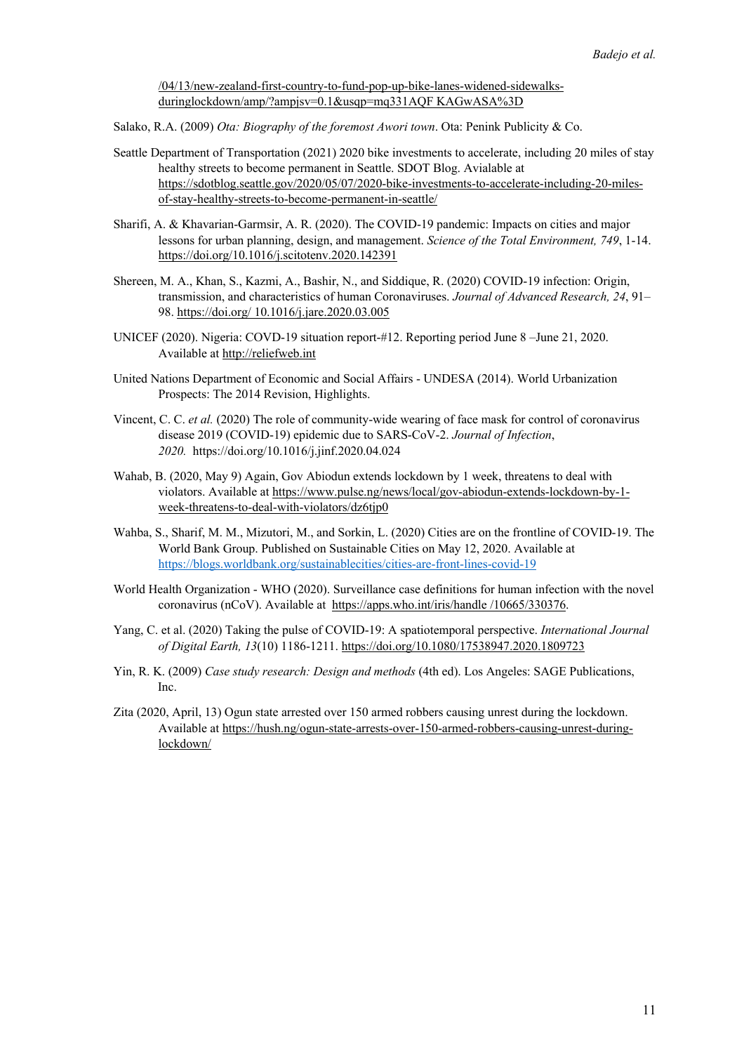/04/13/new-zealand-first-country-to-fund-pop-up-bike-lanes-widened-sidewalks-duringlockdown/amp/?ampjsv=0.1&usqp=mq331AQF KAGwASA%3D

Salako, R.A. (2009) *Ota: Biography of the foremost Awori town*. Ota: Penink Publicity & Co.

Seattle Department of Transportation (2021) 2020 bike investments to accelerate, including 20 miles of stay healthy streets to become permanent in Seattle. SDOT Blog. Avialable at https://sdotblog.seattle.gov/2020/05/07/2020-bike-investments-to-accelerate-including-20-miles-of-stay-healthy-streets-to-become-permanent-in-seattle/

Sharifi, A. & Khavarian-Garmsir, A. R. (2020). The COVID-19 pandemic: Impacts on cities and major lessons for urban planning, design, and management. *Science of the Total Environment, 749*, 1-14. https://doi.org/10.1016/j.scitotenv.2020.142391

Shereen, M. A., Khan, S., Kazmi, A., Bashir, N., and Siddique, R. (2020) COVID-19 infection: Origin, transmission, and characteristics of human Coronaviruses. *Journal of Advanced Research, 24*, 91–98. https://doi.org/ 10.1016/j.jare.2020.03.005

UNICEF (2020). Nigeria: COVD-19 situation report-#12. Reporting period June 8 –June 21, 2020. Available at http://reliefweb.int

United Nations Department of Economic and Social Affairs - UNDESA (2014). World Urbanization Prospects: The 2014 Revision, Highlights.

Vincent, C. C. *et al.* (2020) The role of community-wide wearing of face mask for control of coronavirus disease 2019 (COVID-19) epidemic due to SARS-CoV-2. *Journal of Infection*, *2020.* https://doi.org/10.1016/j.jinf.2020.04.024

Wahab, B. (2020, May 9) Again, Gov Abiodun extends lockdown by 1 week, threatens to deal with violators. Available at https://www.pulse.ng/news/local/gov-abiodun-extends-lockdown-by-1-week-threatens-to-deal-with-violators/dz6tjp0

Wahba, S., Sharif, M. M., Mizutori, M., and Sorkin, L. (2020) Cities are on the frontline of COVID-19. The World Bank Group. Published on Sustainable Cities on May 12, 2020. Available at https://blogs.worldbank.org/sustainablecities/cities-are-front-lines-covid-19

World Health Organization - WHO (2020). Surveillance case definitions for human infection with the novel coronavirus (nCoV). Available at https://apps.who.int/iris/handle /10665/330376.

Yang, C. et al. (2020) Taking the pulse of COVID-19: A spatiotemporal perspective. *International Journal of Digital Earth, 13*(10) 1186-1211. https://doi.org/10.1080/17538947.2020.1809723

Yin, R. K. (2009) *Case study research: Design and methods* (4th ed). Los Angeles: SAGE Publications, Inc.

Zita (2020, April, 13) Ogun state arrested over 150 armed robbers causing unrest during the lockdown. Available at https://hush.ng/ogun-state-arrests-over-150-armed-robbers-causing-unrest-during-lockdown/